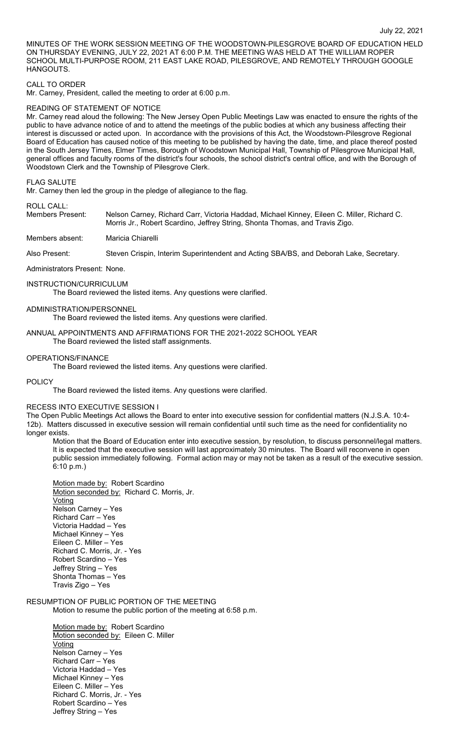July 22, 2021

MINUTES OF THE WORK SESSION MEETING OF THE WOODSTOWN-PILESGROVE BOARD OF EDUCATION HELD ON THURSDAY EVENING, JULY 22, 2021 AT 6:00 P.M. THE MEETING WAS HELD AT THE WILLIAM ROPER SCHOOL MULTI-PURPOSE ROOM, 211 EAST LAKE ROAD, PILESGROVE, AND REMOTELY THROUGH GOOGLE HANGOUTS.

## CALL TO ORDER

Mr. Carney, President, called the meeting to order at 6:00 p.m.

## READING OF STATEMENT OF NOTICE

Mr. Carney read aloud the following: The New Jersey Open Public Meetings Law was enacted to ensure the rights of the public to have advance notice of and to attend the meetings of the public bodies at which any business affecting their interest is discussed or acted upon. In accordance with the provisions of this Act, the Woodstown-Pilesgrove Regional Board of Education has caused notice of this meeting to be published by having the date, time, and place thereof posted in the South Jersey Times, Elmer Times, Borough of Woodstown Municipal Hall, Township of Pilesgrove Municipal Hall, general offices and faculty rooms of the district's four schools, the school district's central office, and with the Borough of Woodstown Clerk and the Township of Pilesgrove Clerk.

## FLAG SALUTE

Mr. Carney then led the group in the pledge of allegiance to the flag.

## ROLL CALL:

Members Present: Nelson Carney, Richard Carr, Victoria Haddad, Michael Kinney, Eileen C. Miller, Richard C. Morris Jr., Robert Scardino, Jeffrey String, Shonta Thomas, and Travis Zigo.

Members absent: Maricia Chiarelli

Also Present: Steven Crispin, Interim Superintendent and Acting SBA/BS, and Deborah Lake, Secretary.

Administrators Present: None.

## INSTRUCTION/CURRICULUM

The Board reviewed the listed items. Any questions were clarified.

## ADMINISTRATION/PERSONNEL

The Board reviewed the listed items. Any questions were clarified.

## ANNUAL APPOINTMENTS AND AFFIRMATIONS FOR THE 2021-2022 SCHOOL YEAR

The Board reviewed the listed staff assignments.

## OPERATIONS/FINANCE

The Board reviewed the listed items. Any questions were clarified.

## POLICY

The Board reviewed the listed items. Any questions were clarified.

## RECESS INTO EXECUTIVE SESSION I

The Open Public Meetings Act allows the Board to enter into executive session for confidential matters (N.J.S.A. 10:4-12b). Matters discussed in executive session will remain confidential until such time as the need for confidentiality no longer exists.

Motion that the Board of Education enter into executive session, by resolution, to discuss personnel/legal matters. It is expected that the executive session will last approximately 30 minutes. The Board will reconvene in open public session immediately following. Formal action may or may not be taken as a result of the executive session. 6:10 p.m.)

Motion made by: Robert Scardino
Motion seconded by: Richard C. Morris, Jr.
Voting
Nelson Carney – Yes
Richard Carr – Yes
Victoria Haddad – Yes
Michael Kinney – Yes
Eileen C. Miller – Yes
Richard C. Morris, Jr. - Yes
Robert Scardino – Yes
Jeffrey String – Yes
Shonta Thomas – Yes
Travis Zigo – Yes

## RESUMPTION OF PUBLIC PORTION OF THE MEETING

Motion to resume the public portion of the meeting at 6:58 p.m.

Motion made by: Robert Scardino
Motion seconded by: Eileen C. Miller
Voting
Nelson Carney – Yes
Richard Carr – Yes
Victoria Haddad – Yes
Michael Kinney – Yes
Eileen C. Miller – Yes
Richard C. Morris, Jr. - Yes
Robert Scardino – Yes
Jeffrey String – Yes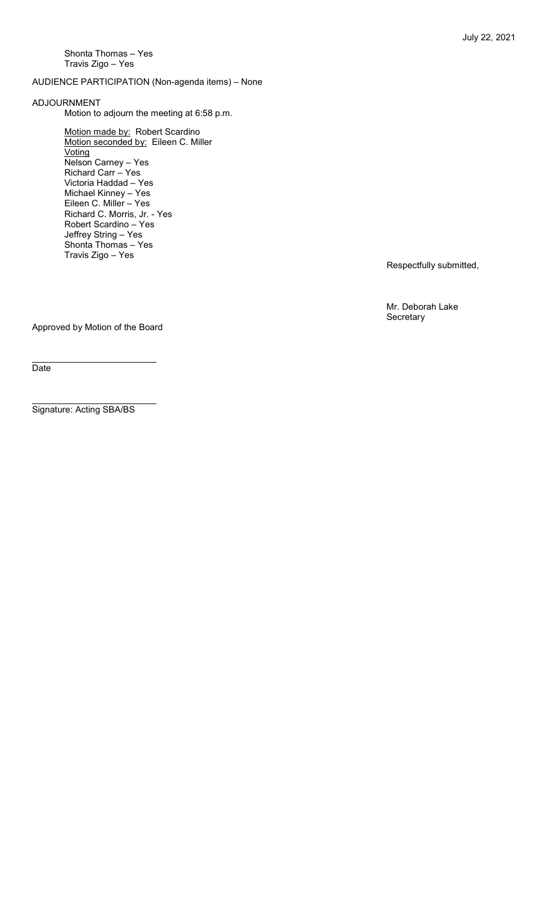Shonta Thomas – Yes
Travis Zigo – Yes

AUDIENCE PARTICIPATION (Non-agenda items) – None

ADJOURNMENT

Motion to adjourn the meeting at 6:58 p.m.

Motion made by: Robert Scardino
Motion seconded by: Eileen C. Miller
Voting
Nelson Carney – Yes
Richard Carr – Yes
Victoria Haddad – Yes
Michael Kinney – Yes
Eileen C. Miller – Yes
Richard C. Morris, Jr. - Yes
Robert Scardino – Yes
Jeffrey String – Yes
Shonta Thomas – Yes
Travis Zigo – Yes

Respectfully submitted,

Mr. Deborah Lake
Secretary

Approved by Motion of the Board

Date

Signature: Acting SBA/BS